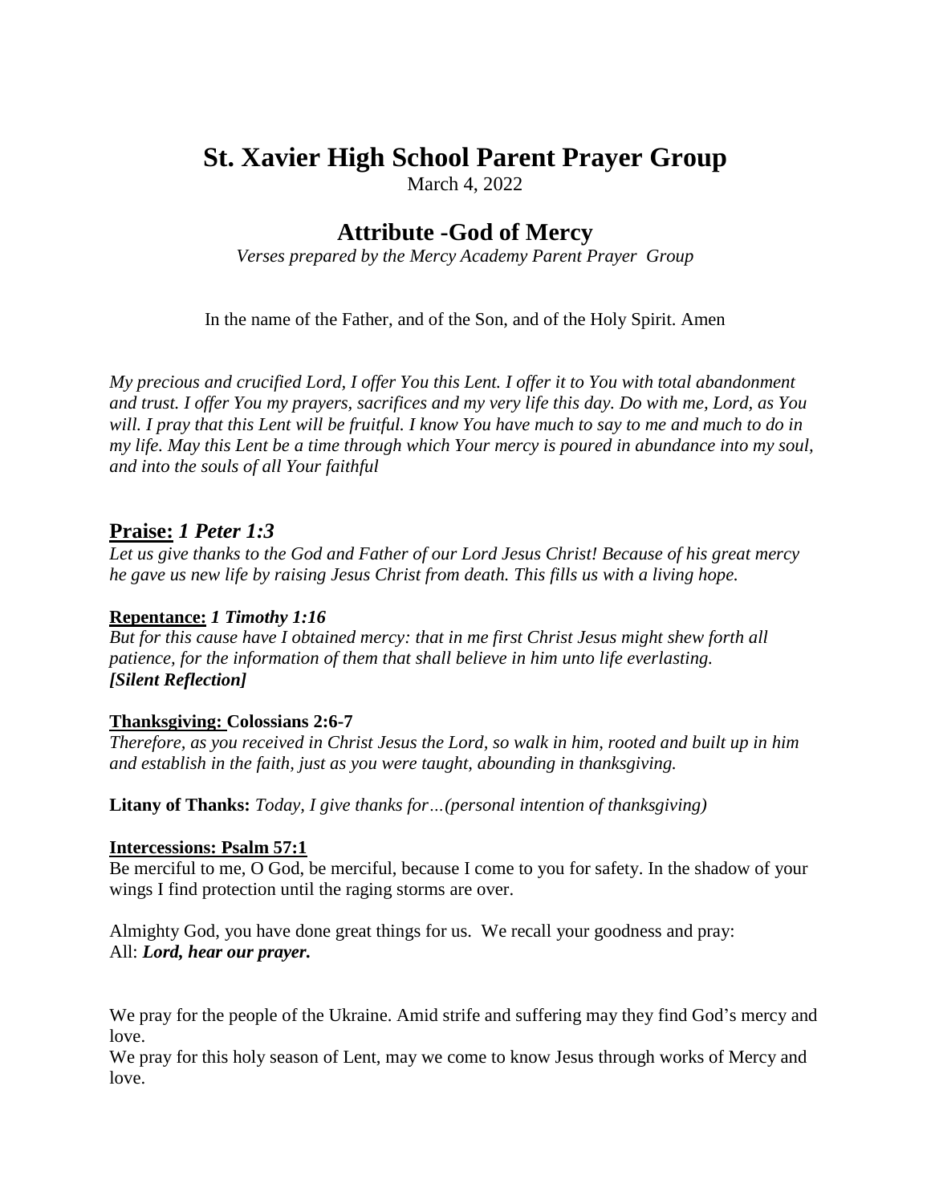# St. Xavier High School Parent Prayer Group

March 4, 2022

## Attribute -God of Mercy

*Verses prepared by the Mercy Academy Parent Prayer Group*

In the name of the Father, and of the Son, and of the Holy Spirit. Amen

*My precious and crucified Lord, I offer You this Lent. I offer it to You with total abandonment and trust. I offer You my prayers, sacrifices and my very life this day. Do with me, Lord, as You will. I pray that this Lent will be fruitful. I know You have much to say to me and much to do in my life. May this Lent be a time through which Your mercy is poured in abundance into my soul, and into the souls of all Your faithful*

### **Praise:** *1 Peter 1:3*

*Let us give thanks to the God and Father of our Lord Jesus Christ! Because of his great mercy he gave us new life by raising Jesus Christ from death. This fills us with a living hope.*

**Repentance:** ***1 Timothy 1:16***

*But for this cause have I obtained mercy: that in me first Christ Jesus might shew forth all patience, for the information of them that shall believe in him unto life everlasting.*
***[Silent Reflection]***

**Thanksgiving: Colossians 2:6-7**

*Therefore, as you received in Christ Jesus the Lord, so walk in him, rooted and built up in him and establish in the faith, just as you were taught, abounding in thanksgiving.*

**Litany of Thanks:** *Today, I give thanks for…(personal intention of thanksgiving)*

**Intercessions: Psalm 57:1**

Be merciful to me, O God, be merciful, because I come to you for safety. In the shadow of your wings I find protection until the raging storms are over.

Almighty God, you have done great things for us. We recall your goodness and pray:
All: ***Lord, hear our prayer.***

We pray for the people of the Ukraine. Amid strife and suffering may they find God's mercy and love.
We pray for this holy season of Lent, may we come to know Jesus through works of Mercy and love.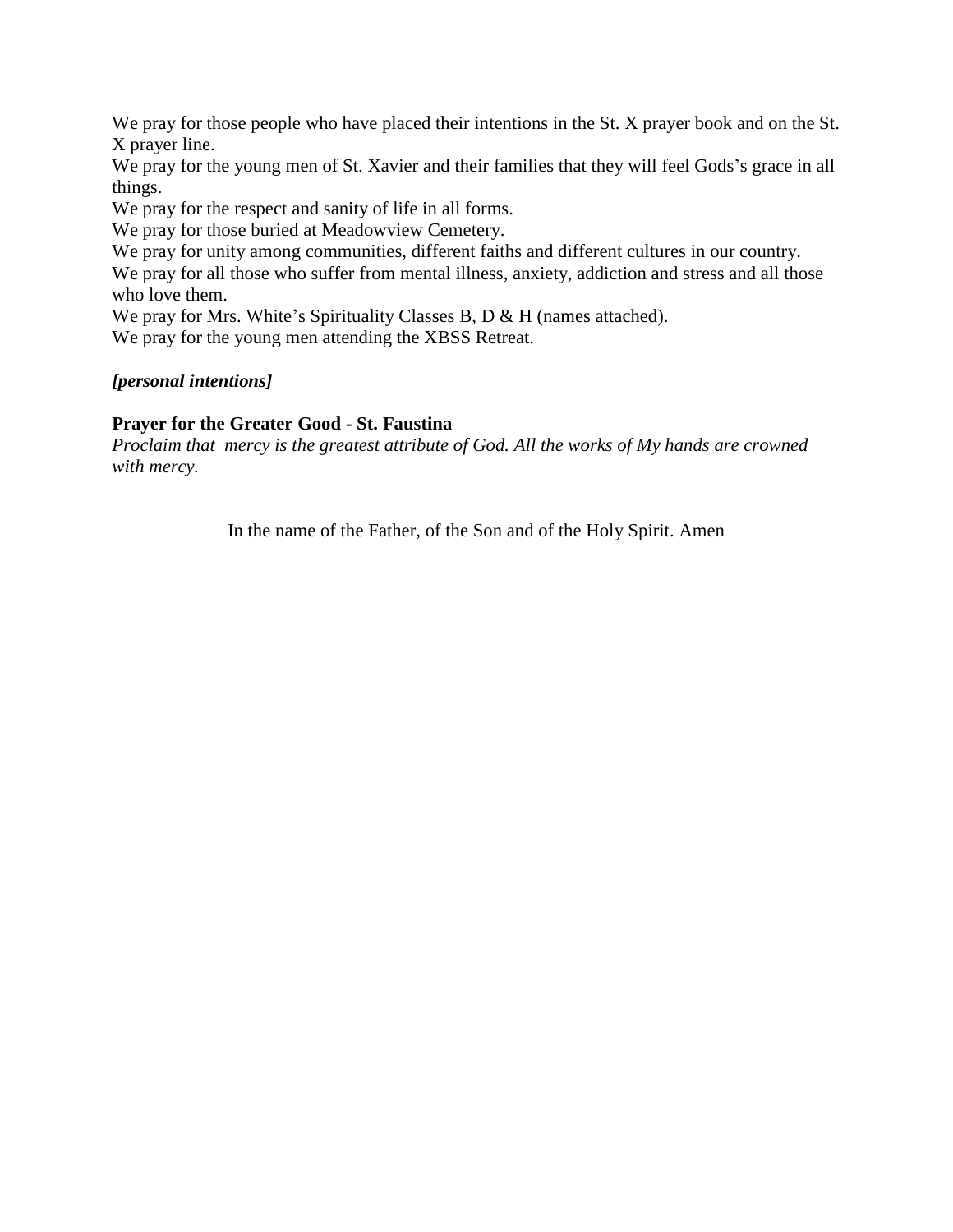We pray for those people who have placed their intentions in the St. X prayer book and on the St. X prayer line.

We pray for the young men of St. Xavier and their families that they will feel Gods's grace in all things.

We pray for the respect and sanity of life in all forms.

We pray for those buried at Meadowview Cemetery.

We pray for unity among communities, different faiths and different cultures in our country.

We pray for all those who suffer from mental illness, anxiety, addiction and stress and all those who love them.

We pray for Mrs. White's Spirituality Classes B, D & H (names attached).

We pray for the young men attending the XBSS Retreat.

***[personal intentions]***

**Prayer for the Greater Good - St. Faustina**

*Proclaim that mercy is the greatest attribute of God. All the works of My hands are crowned with mercy.*

In the name of the Father, of the Son and of the Holy Spirit. Amen